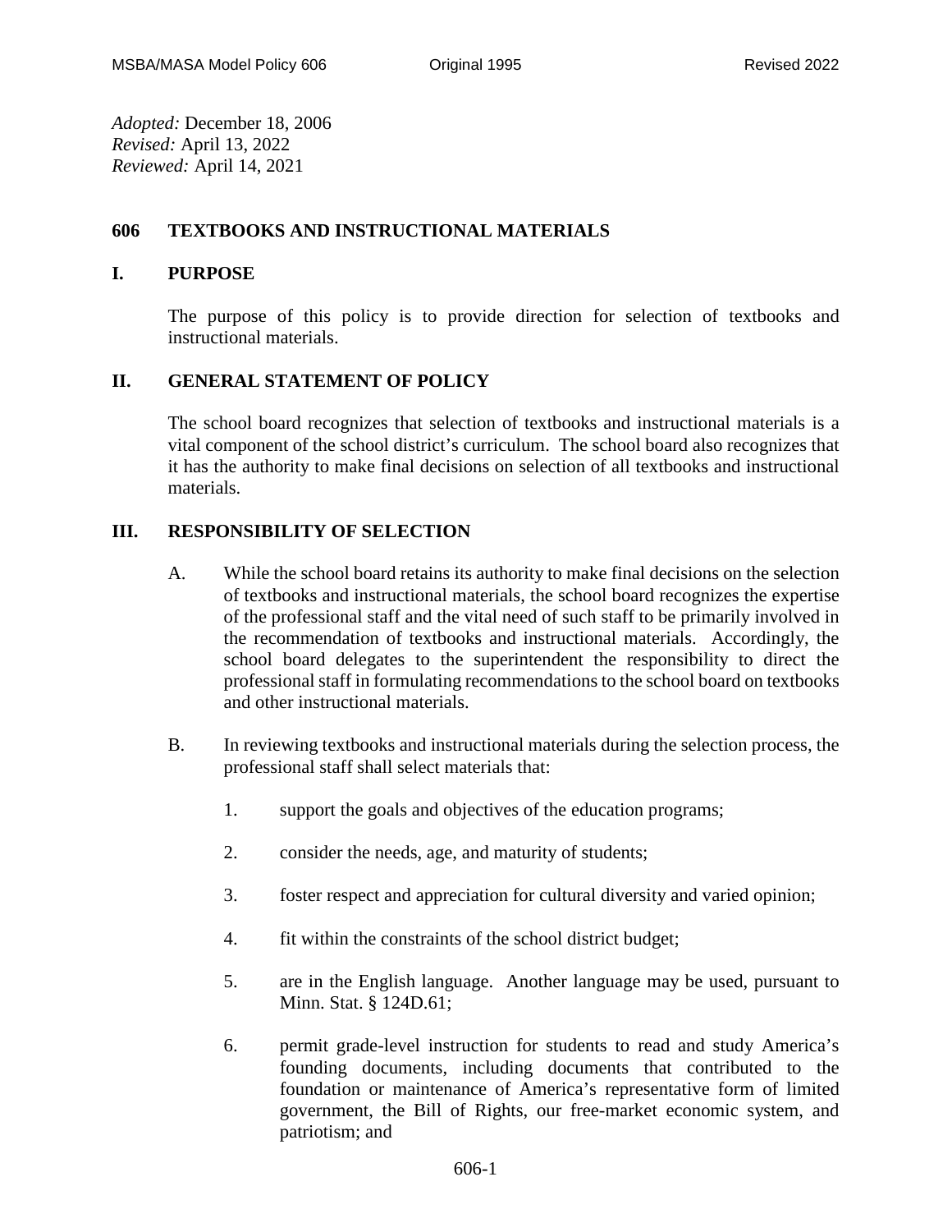*Adopted:* December 18, 2006
*Revised:* April 13, 2022
*Reviewed:* April 14, 2021

# 606 TEXTBOOKS AND INSTRUCTIONAL MATERIALS

## I. PURPOSE

The purpose of this policy is to provide direction for selection of textbooks and instructional materials.

## II. GENERAL STATEMENT OF POLICY

The school board recognizes that selection of textbooks and instructional materials is a vital component of the school district's curriculum. The school board also recognizes that it has the authority to make final decisions on selection of all textbooks and instructional materials.

## III. RESPONSIBILITY OF SELECTION

A. While the school board retains its authority to make final decisions on the selection of textbooks and instructional materials, the school board recognizes the expertise of the professional staff and the vital need of such staff to be primarily involved in the recommendation of textbooks and instructional materials. Accordingly, the school board delegates to the superintendent the responsibility to direct the professional staff in formulating recommendations to the school board on textbooks and other instructional materials.

B. In reviewing textbooks and instructional materials during the selection process, the professional staff shall select materials that:

1. support the goals and objectives of the education programs;

2. consider the needs, age, and maturity of students;

3. foster respect and appreciation for cultural diversity and varied opinion;

4. fit within the constraints of the school district budget;

5. are in the English language. Another language may be used, pursuant to Minn. Stat. § 124D.61;

6. permit grade-level instruction for students to read and study America's founding documents, including documents that contributed to the foundation or maintenance of America's representative form of limited government, the Bill of Rights, our free-market economic system, and patriotism; and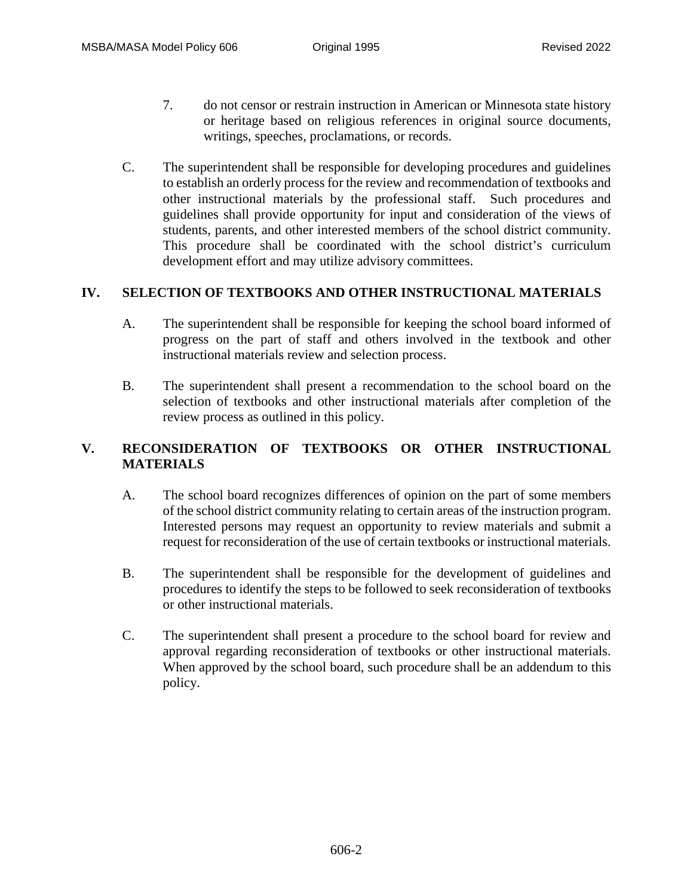7. do not censor or restrain instruction in American or Minnesota state history or heritage based on religious references in original source documents, writings, speeches, proclamations, or records.

C. The superintendent shall be responsible for developing procedures and guidelines to establish an orderly process for the review and recommendation of textbooks and other instructional materials by the professional staff. Such procedures and guidelines shall provide opportunity for input and consideration of the views of students, parents, and other interested members of the school district community. This procedure shall be coordinated with the school district's curriculum development effort and may utilize advisory committees.

## IV. SELECTION OF TEXTBOOKS AND OTHER INSTRUCTIONAL MATERIALS

A. The superintendent shall be responsible for keeping the school board informed of progress on the part of staff and others involved in the textbook and other instructional materials review and selection process.

B. The superintendent shall present a recommendation to the school board on the selection of textbooks and other instructional materials after completion of the review process as outlined in this policy.

## V. RECONSIDERATION OF TEXTBOOKS OR OTHER INSTRUCTIONAL MATERIALS

A. The school board recognizes differences of opinion on the part of some members of the school district community relating to certain areas of the instruction program. Interested persons may request an opportunity to review materials and submit a request for reconsideration of the use of certain textbooks or instructional materials.

B. The superintendent shall be responsible for the development of guidelines and procedures to identify the steps to be followed to seek reconsideration of textbooks or other instructional materials.

C. The superintendent shall present a procedure to the school board for review and approval regarding reconsideration of textbooks or other instructional materials. When approved by the school board, such procedure shall be an addendum to this policy.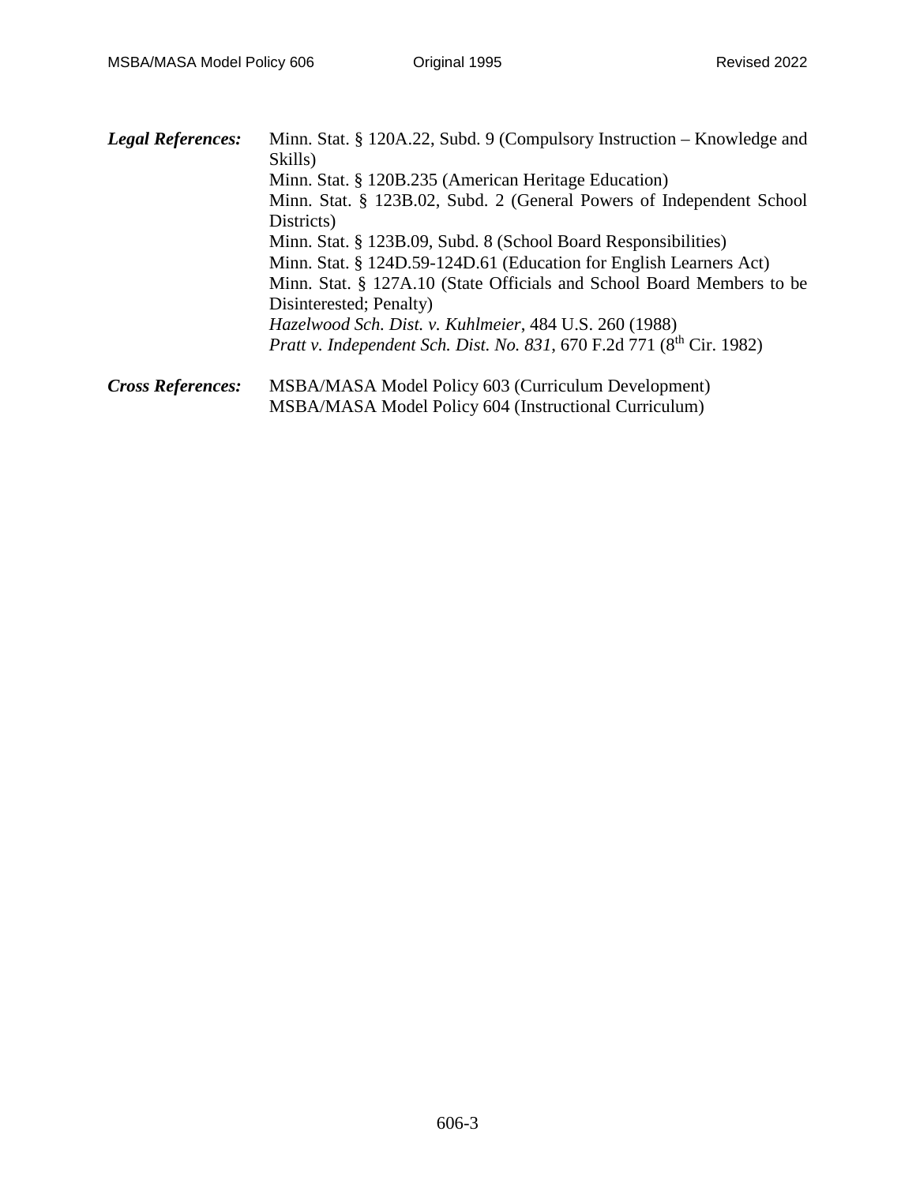***Legal References:*** Minn. Stat. § 120A.22, Subd. 9 (Compulsory Instruction – Knowledge and Skills)
Minn. Stat. § 120B.235 (American Heritage Education)
Minn. Stat. § 123B.02, Subd. 2 (General Powers of Independent School Districts)
Minn. Stat. § 123B.09, Subd. 8 (School Board Responsibilities)
Minn. Stat. § 124D.59-124D.61 (Education for English Learners Act)
Minn. Stat. § 127A.10 (State Officials and School Board Members to be Disinterested; Penalty)
*Hazelwood Sch. Dist. v. Kuhlmeier*, 484 U.S. 260 (1988)
*Pratt v. Independent Sch. Dist. No. 831*, 670 F.2d 771 (8th Cir. 1982)

***Cross References:*** MSBA/MASA Model Policy 603 (Curriculum Development)
MSBA/MASA Model Policy 604 (Instructional Curriculum)